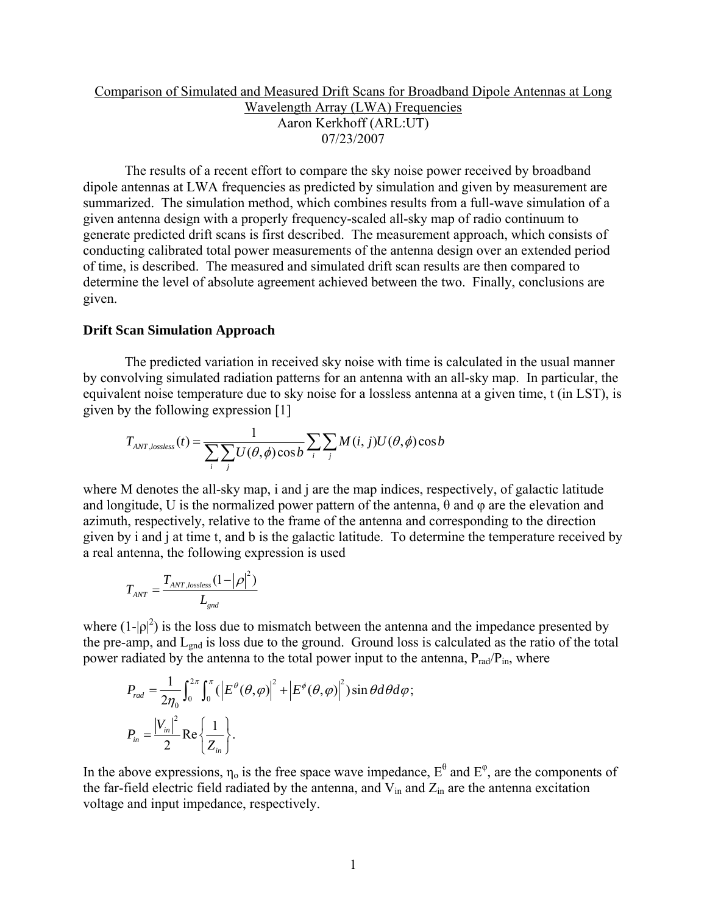Comparison of Simulated and Measured Drift Scans for Broadband Dipole Antennas at Long Wavelength Array (LWA) Frequencies

Aaron Kerkhoff (ARL:UT)

07/23/2007

The results of a recent effort to compare the sky noise power received by broadband dipole antennas at LWA frequencies as predicted by simulation and given by measurement are summarized. The simulation method, which combines results from a full-wave simulation of a given antenna design with a properly frequency-scaled all-sky map of radio continuum to generate predicted drift scans is first described. The measurement approach, which consists of conducting calibrated total power measurements of the antenna design over an extended period of time, is described. The measured and simulated drift scan results are then compared to determine the level of absolute agreement achieved between the two. Finally, conclusions are given.

**Drift Scan Simulation Approach**

The predicted variation in received sky noise with time is calculated in the usual manner by convolving simulated radiation patterns for an antenna with an all-sky map. In particular, the equivalent noise temperature due to sky noise for a lossless antenna at a given time, t (in LST), is given by the following expression [1]

$$T_{ANT,lossless}(t) = \frac{1}{\sum_i \sum_j U(\theta,\phi)\cos b} \sum_i \sum_j M(i,j) U(\theta,\phi)\cos b$$

where M denotes the all-sky map, i and j are the map indices, respectively, of galactic latitude and longitude, U is the normalized power pattern of the antenna, $\theta$ and $\varphi$ are the elevation and azimuth, respectively, relative to the frame of the antenna and corresponding to the direction given by i and j at time t, and b is the galactic latitude. To determine the temperature received by a real antenna, the following expression is used

$$T_{ANT} = \frac{T_{ANT,lossless}(1-|\rho|^2)}{L_{gnd}}$$

where $(1-|\rho|^2)$ is the loss due to mismatch between the antenna and the impedance presented by the pre-amp, and $L_{gnd}$ is loss due to the ground. Ground loss is calculated as the ratio of the total power radiated by the antenna to the total power input to the antenna, $P_{rad}/P_{in}$, where

$$P_{rad} = \frac{1}{2\eta_0}\int_0^{2\pi}\int_0^{\pi}\left(\left|E^{\theta}(\theta,\varphi)\right|^2 + \left|E^{\phi}(\theta,\varphi)\right|^2\right)\sin\theta\, d\theta\, d\varphi;$$

$$P_{in} = \frac{|V_{in}|^2}{2}\mathrm{Re}\left\{\frac{1}{Z_{in}}\right\}.$$

In the above expressions, $\eta_o$ is the free space wave impedance, $E^{\theta}$ and $E^{\varphi}$, are the components of the far-field electric field radiated by the antenna, and $V_{in}$ and $Z_{in}$ are the antenna excitation voltage and input impedance, respectively.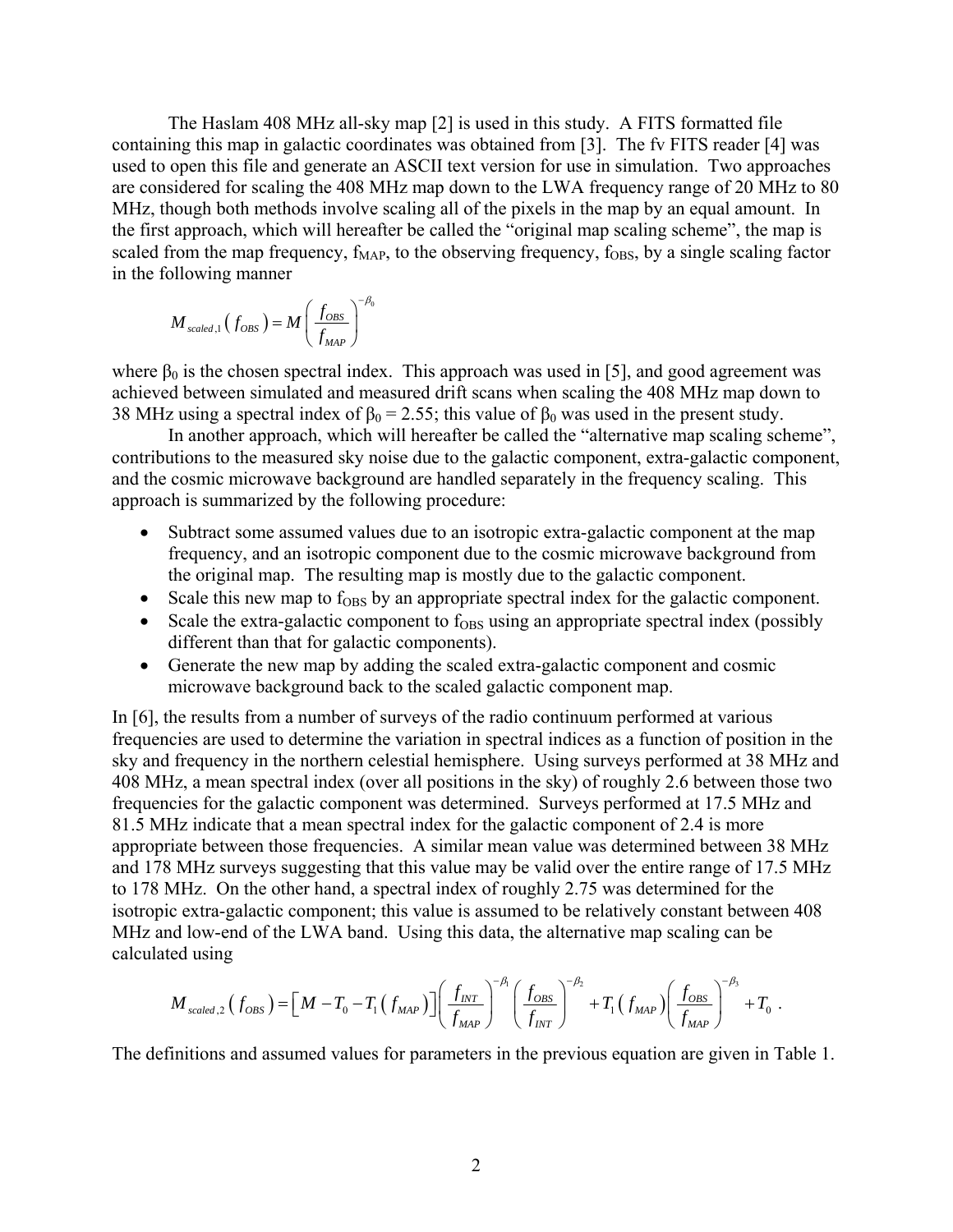The Haslam 408 MHz all-sky map [2] is used in this study. A FITS formatted file containing this map in galactic coordinates was obtained from [3]. The fv FITS reader [4] was used to open this file and generate an ASCII text version for use in simulation. Two approaches are considered for scaling the 408 MHz map down to the LWA frequency range of 20 MHz to 80 MHz, though both methods involve scaling all of the pixels in the map by an equal amount. In the first approach, which will hereafter be called the "original map scaling scheme", the map is scaled from the map frequency, $f_{MAP}$, to the observing frequency, $f_{OBS}$, by a single scaling factor in the following manner

$$M_{scaled,1}\left(f_{OBS}\right) = M\left(\frac{f_{OBS}}{f_{MAP}}\right)^{-\beta_0}$$

where $\beta_0$ is the chosen spectral index. This approach was used in [5], and good agreement was achieved between simulated and measured drift scans when scaling the 408 MHz map down to 38 MHz using a spectral index of $\beta_0 = 2.55$; this value of $\beta_0$ was used in the present study.

In another approach, which will hereafter be called the "alternative map scaling scheme", contributions to the measured sky noise due to the galactic component, extra-galactic component, and the cosmic microwave background are handled separately in the frequency scaling. This approach is summarized by the following procedure:

- Subtract some assumed values due to an isotropic extra-galactic component at the map frequency, and an isotropic component due to the cosmic microwave background from the original map. The resulting map is mostly due to the galactic component.
- Scale this new map to $f_{OBS}$ by an appropriate spectral index for the galactic component.
- Scale the extra-galactic component to $f_{OBS}$ using an appropriate spectral index (possibly different than that for galactic components).
- Generate the new map by adding the scaled extra-galactic component and cosmic microwave background back to the scaled galactic component map.

In [6], the results from a number of surveys of the radio continuum performed at various frequencies are used to determine the variation in spectral indices as a function of position in the sky and frequency in the northern celestial hemisphere. Using surveys performed at 38 MHz and 408 MHz, a mean spectral index (over all positions in the sky) of roughly 2.6 between those two frequencies for the galactic component was determined. Surveys performed at 17.5 MHz and 81.5 MHz indicate that a mean spectral index for the galactic component of 2.4 is more appropriate between those frequencies. A similar mean value was determined between 38 MHz and 178 MHz surveys suggesting that this value may be valid over the entire range of 17.5 MHz to 178 MHz. On the other hand, a spectral index of roughly 2.75 was determined for the isotropic extra-galactic component; this value is assumed to be relatively constant between 408 MHz and low-end of the LWA band. Using this data, the alternative map scaling can be calculated using

$$M_{scaled,2}\left(f_{OBS}\right) = \left[M - T_0 - T_1\left(f_{MAP}\right)\right]\left(\frac{f_{INT}}{f_{MAP}}\right)^{-\beta_1}\left(\frac{f_{OBS}}{f_{INT}}\right)^{-\beta_2} + T_1\left(f_{MAP}\right)\left(\frac{f_{OBS}}{f_{MAP}}\right)^{-\beta_3} + T_0 \ .$$

The definitions and assumed values for parameters in the previous equation are given in Table 1.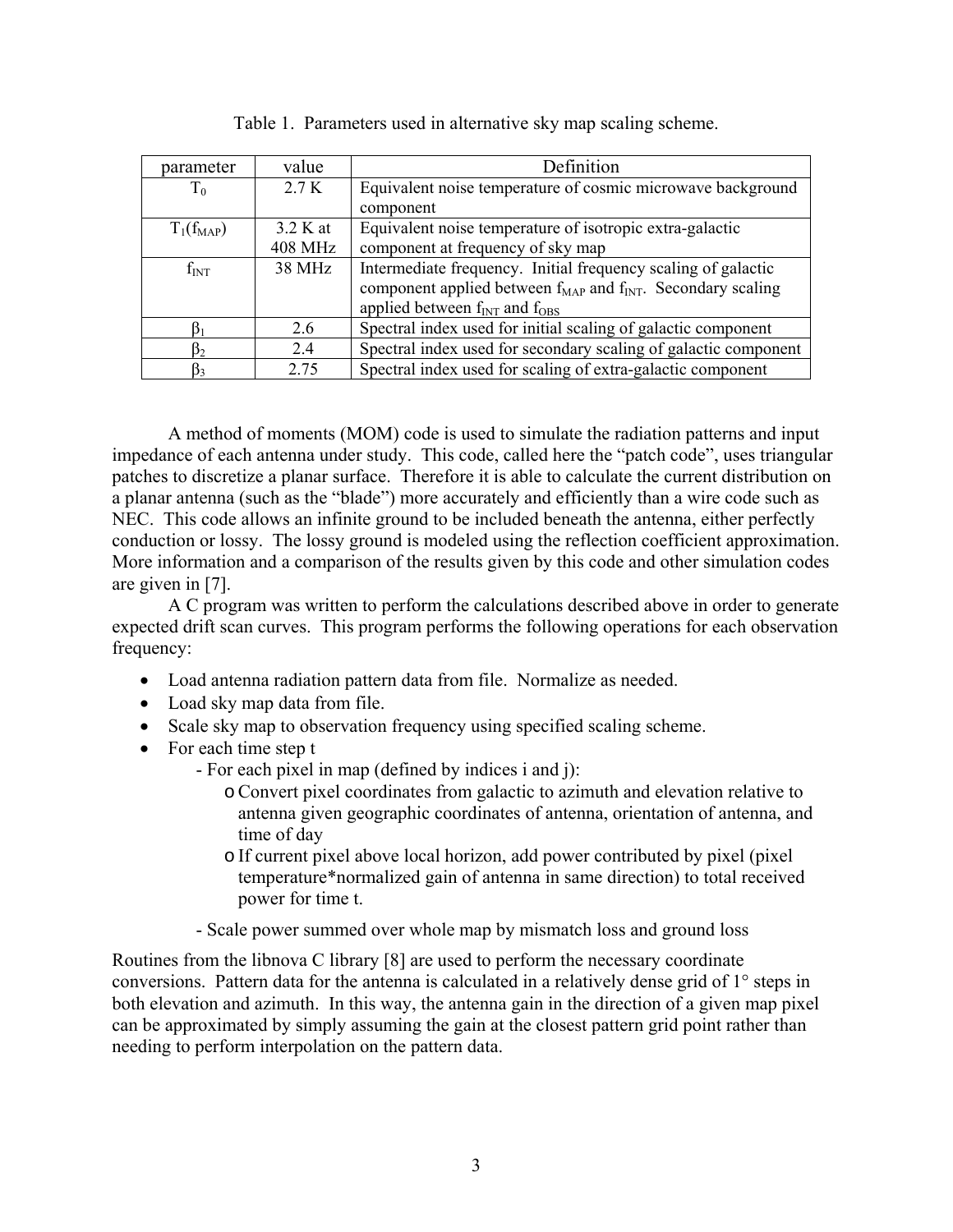Table 1. Parameters used in alternative sky map scaling scheme.

| parameter | value | Definition |
|---|---|---|
| $T_0$ | 2.7 K | Equivalent noise temperature of cosmic microwave background component |
| $T_1(f_{MAP})$ | 3.2 K at 408 MHz | Equivalent noise temperature of isotropic extra-galactic component at frequency of sky map |
| $f_{INT}$ | 38 MHz | Intermediate frequency. Initial frequency scaling of galactic component applied between $f_{MAP}$ and $f_{INT}$. Secondary scaling applied between $f_{INT}$ and $f_{OBS}$ |
| $\beta_1$ | 2.6 | Spectral index used for initial scaling of galactic component |
| $\beta_2$ | 2.4 | Spectral index used for secondary scaling of galactic component |
| $\beta_3$ | 2.75 | Spectral index used for scaling of extra-galactic component |

A method of moments (MOM) code is used to simulate the radiation patterns and input impedance of each antenna under study. This code, called here the "patch code", uses triangular patches to discretize a planar surface. Therefore it is able to calculate the current distribution on a planar antenna (such as the "blade") more accurately and efficiently than a wire code such as NEC. This code allows an infinite ground to be included beneath the antenna, either perfectly conduction or lossy. The lossy ground is modeled using the reflection coefficient approximation. More information and a comparison of the results given by this code and other simulation codes are given in [7].

A C program was written to perform the calculations described above in order to generate expected drift scan curves. This program performs the following operations for each observation frequency:

- Load antenna radiation pattern data from file. Normalize as needed.
- Load sky map data from file.
- Scale sky map to observation frequency using specified scaling scheme.
- For each time step t
  - For each pixel in map (defined by indices i and j):
    - Convert pixel coordinates from galactic to azimuth and elevation relative to antenna given geographic coordinates of antenna, orientation of antenna, and time of day
    - If current pixel above local horizon, add power contributed by pixel (pixel temperature*normalized gain of antenna in same direction) to total received power for time t.
  - Scale power summed over whole map by mismatch loss and ground loss

Routines from the libnova C library [8] are used to perform the necessary coordinate conversions. Pattern data for the antenna is calculated in a relatively dense grid of 1° steps in both elevation and azimuth. In this way, the antenna gain in the direction of a given map pixel can be approximated by simply assuming the gain at the closest pattern grid point rather than needing to perform interpolation on the pattern data.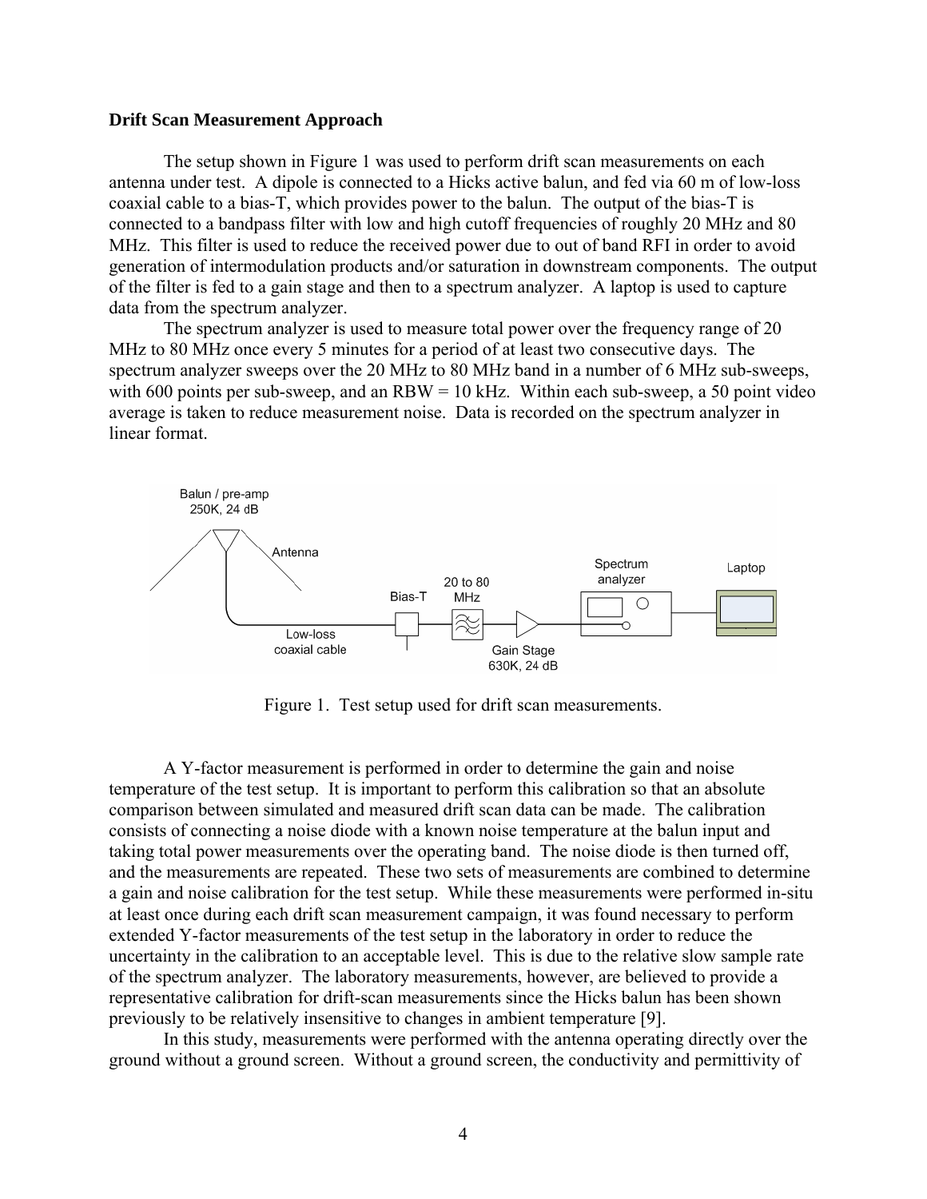### Drift Scan Measurement Approach

The setup shown in Figure 1 was used to perform drift scan measurements on each antenna under test. A dipole is connected to a Hicks active balun, and fed via 60 m of low-loss coaxial cable to a bias-T, which provides power to the balun. The output of the bias-T is connected to a bandpass filter with low and high cutoff frequencies of roughly 20 MHz and 80 MHz. This filter is used to reduce the received power due to out of band RFI in order to avoid generation of intermodulation products and/or saturation in downstream components. The output of the filter is fed to a gain stage and then to a spectrum analyzer. A laptop is used to capture data from the spectrum analyzer.

The spectrum analyzer is used to measure total power over the frequency range of 20 MHz to 80 MHz once every 5 minutes for a period of at least two consecutive days. The spectrum analyzer sweeps over the 20 MHz to 80 MHz band in a number of 6 MHz sub-sweeps, with 600 points per sub-sweep, and an RBW = 10 kHz. Within each sub-sweep, a 50 point video average is taken to reduce measurement noise. Data is recorded on the spectrum analyzer in linear format.

Figure 1. Test setup used for drift scan measurements.

A Y-factor measurement is performed in order to determine the gain and noise temperature of the test setup. It is important to perform this calibration so that an absolute comparison between simulated and measured drift scan data can be made. The calibration consists of connecting a noise diode with a known noise temperature at the balun input and taking total power measurements over the operating band. The noise diode is then turned off, and the measurements are repeated. These two sets of measurements are combined to determine a gain and noise calibration for the test setup. While these measurements were performed in-situ at least once during each drift scan measurement campaign, it was found necessary to perform extended Y-factor measurements of the test setup in the laboratory in order to reduce the uncertainty in the calibration to an acceptable level. This is due to the relative slow sample rate of the spectrum analyzer. The laboratory measurements, however, are believed to provide a representative calibration for drift-scan measurements since the Hicks balun has been shown previously to be relatively insensitive to changes in ambient temperature [9].

In this study, measurements were performed with the antenna operating directly over the ground without a ground screen. Without a ground screen, the conductivity and permittivity of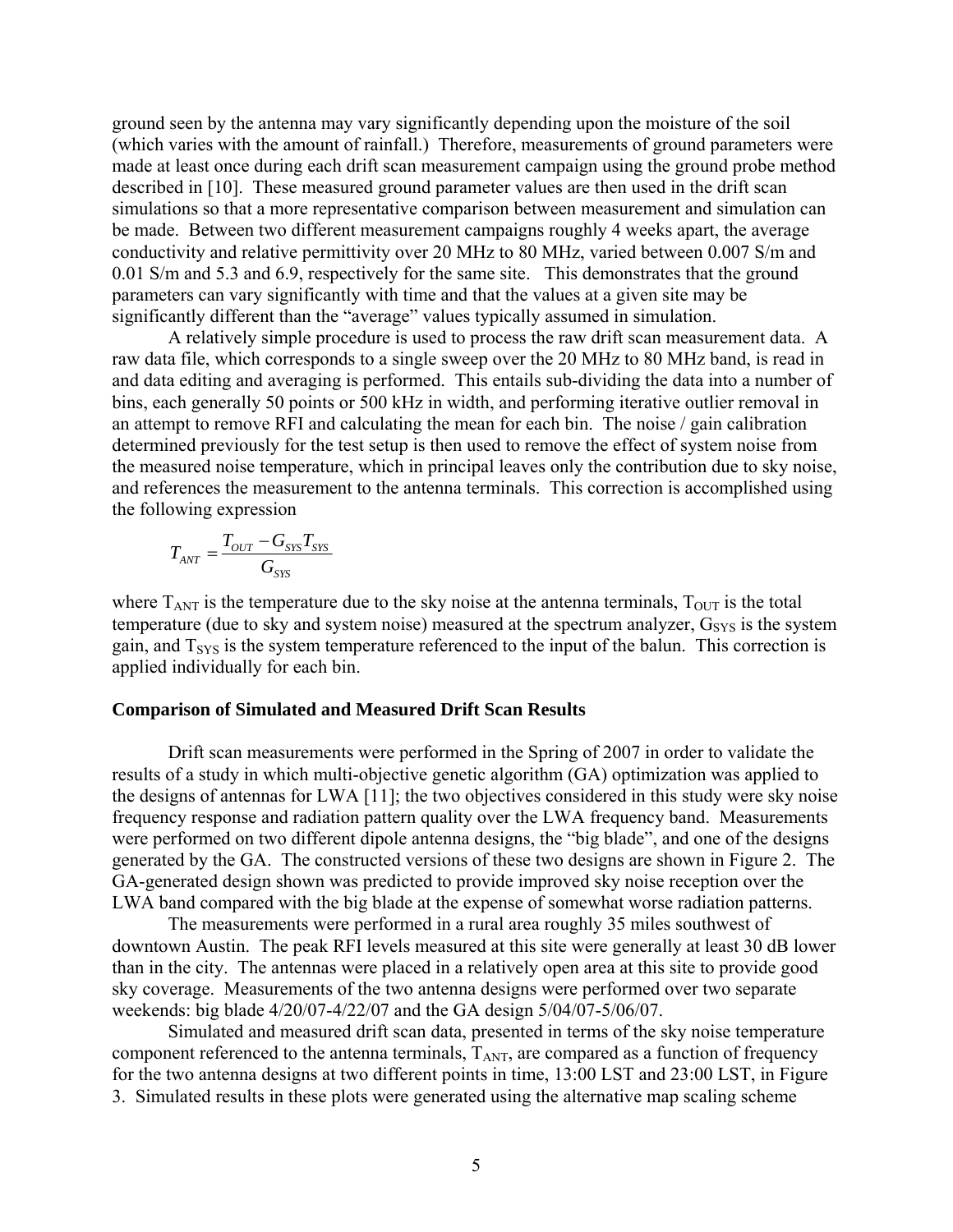ground seen by the antenna may vary significantly depending upon the moisture of the soil (which varies with the amount of rainfall.) Therefore, measurements of ground parameters were made at least once during each drift scan measurement campaign using the ground probe method described in [10]. These measured ground parameter values are then used in the drift scan simulations so that a more representative comparison between measurement and simulation can be made. Between two different measurement campaigns roughly 4 weeks apart, the average conductivity and relative permittivity over 20 MHz to 80 MHz, varied between 0.007 S/m and 0.01 S/m and 5.3 and 6.9, respectively for the same site. This demonstrates that the ground parameters can vary significantly with time and that the values at a given site may be significantly different than the "average" values typically assumed in simulation.

A relatively simple procedure is used to process the raw drift scan measurement data. A raw data file, which corresponds to a single sweep over the 20 MHz to 80 MHz band, is read in and data editing and averaging is performed. This entails sub-dividing the data into a number of bins, each generally 50 points or 500 kHz in width, and performing iterative outlier removal in an attempt to remove RFI and calculating the mean for each bin. The noise / gain calibration determined previously for the test setup is then used to remove the effect of system noise from the measured noise temperature, which in principal leaves only the contribution due to sky noise, and references the measurement to the antenna terminals. This correction is accomplished using the following expression

$$T_{ANT} = \frac{T_{OUT} - G_{SYS}T_{SYS}}{G_{SYS}}$$

where $T_{ANT}$ is the temperature due to the sky noise at the antenna terminals, $T_{OUT}$ is the total temperature (due to sky and system noise) measured at the spectrum analyzer, $G_{SYS}$ is the system gain, and $T_{SYS}$ is the system temperature referenced to the input of the balun. This correction is applied individually for each bin.

**Comparison of Simulated and Measured Drift Scan Results**

Drift scan measurements were performed in the Spring of 2007 in order to validate the results of a study in which multi-objective genetic algorithm (GA) optimization was applied to the designs of antennas for LWA [11]; the two objectives considered in this study were sky noise frequency response and radiation pattern quality over the LWA frequency band. Measurements were performed on two different dipole antenna designs, the "big blade", and one of the designs generated by the GA. The constructed versions of these two designs are shown in Figure 2. The GA-generated design shown was predicted to provide improved sky noise reception over the LWA band compared with the big blade at the expense of somewhat worse radiation patterns.

The measurements were performed in a rural area roughly 35 miles southwest of downtown Austin. The peak RFI levels measured at this site were generally at least 30 dB lower than in the city. The antennas were placed in a relatively open area at this site to provide good sky coverage. Measurements of the two antenna designs were performed over two separate weekends: big blade 4/20/07-4/22/07 and the GA design 5/04/07-5/06/07.

Simulated and measured drift scan data, presented in terms of the sky noise temperature component referenced to the antenna terminals, $T_{ANT}$, are compared as a function of frequency for the two antenna designs at two different points in time, 13:00 LST and 23:00 LST, in Figure 3. Simulated results in these plots were generated using the alternative map scaling scheme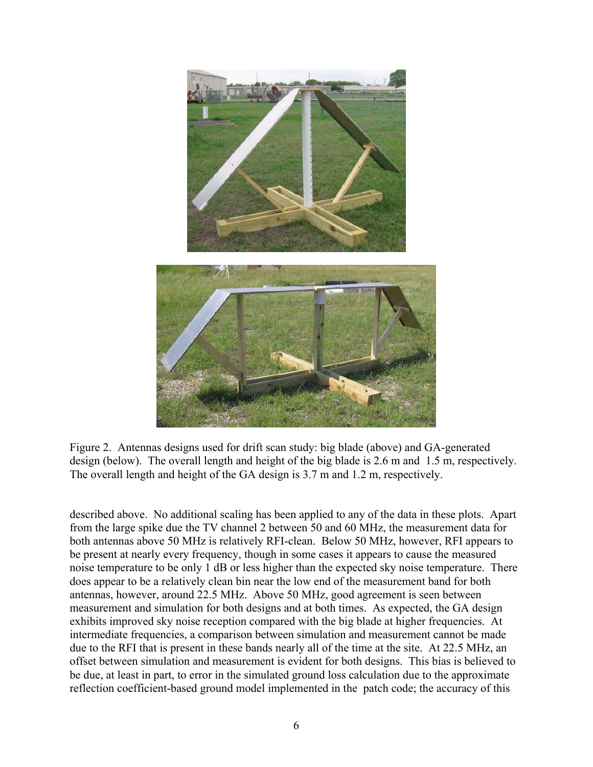Figure 2. Antennas designs used for drift scan study: big blade (above) and GA-generated design (below). The overall length and height of the big blade is 2.6 m and 1.5 m, respectively. The overall length and height of the GA design is 3.7 m and 1.2 m, respectively.

described above. No additional scaling has been applied to any of the data in these plots. Apart from the large spike due the TV channel 2 between 50 and 60 MHz, the measurement data for both antennas above 50 MHz is relatively RFI-clean. Below 50 MHz, however, RFI appears to be present at nearly every frequency, though in some cases it appears to cause the measured noise temperature to be only 1 dB or less higher than the expected sky noise temperature. There does appear to be a relatively clean bin near the low end of the measurement band for both antennas, however, around 22.5 MHz. Above 50 MHz, good agreement is seen between measurement and simulation for both designs and at both times. As expected, the GA design exhibits improved sky noise reception compared with the big blade at higher frequencies. At intermediate frequencies, a comparison between simulation and measurement cannot be made due to the RFI that is present in these bands nearly all of the time at the site. At 22.5 MHz, an offset between simulation and measurement is evident for both designs. This bias is believed to be due, at least in part, to error in the simulated ground loss calculation due to the approximate reflection coefficient-based ground model implemented in the patch code; the accuracy of this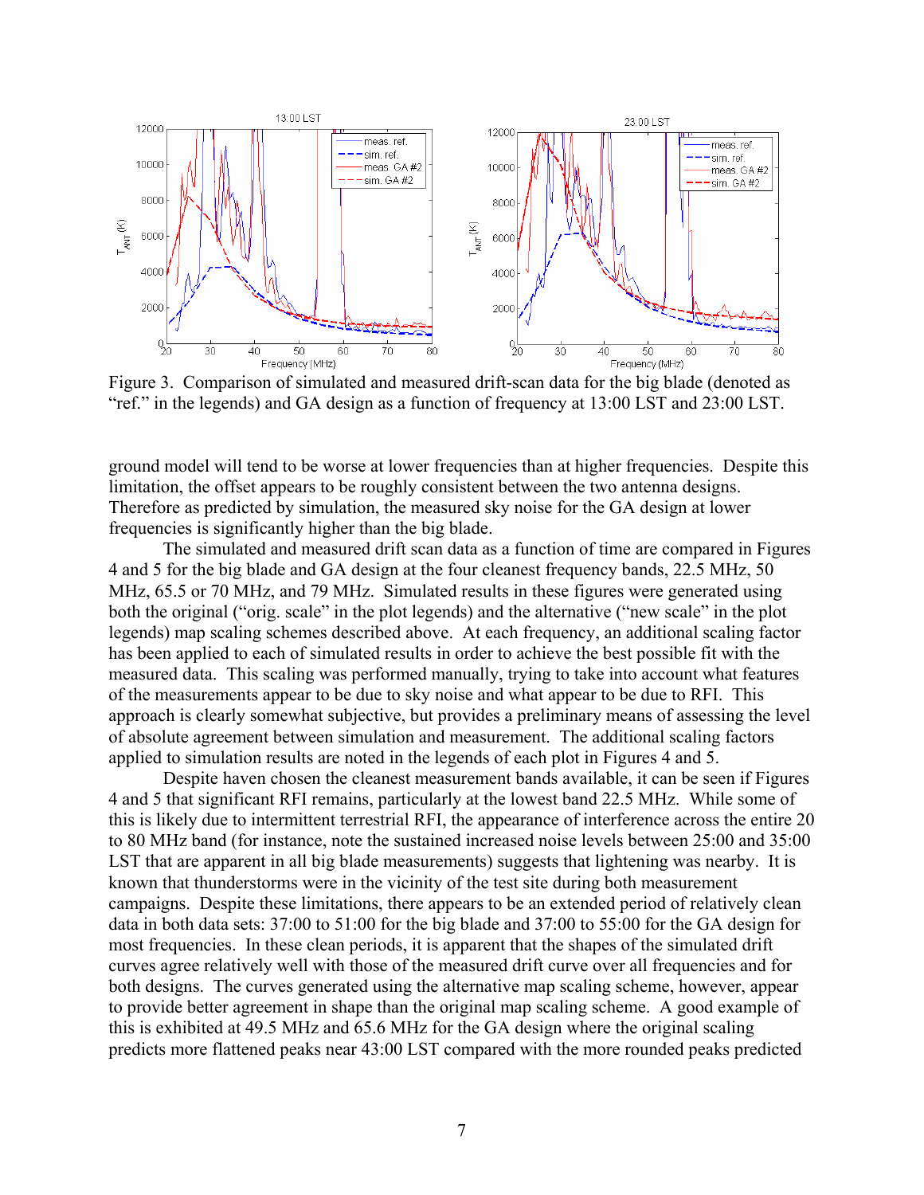Figure 3. Comparison of simulated and measured drift-scan data for the big blade (denoted as "ref." in the legends) and GA design as a function of frequency at 13:00 LST and 23:00 LST.

ground model will tend to be worse at lower frequencies than at higher frequencies. Despite this limitation, the offset appears to be roughly consistent between the two antenna designs. Therefore as predicted by simulation, the measured sky noise for the GA design at lower frequencies is significantly higher than the big blade.

The simulated and measured drift scan data as a function of time are compared in Figures 4 and 5 for the big blade and GA design at the four cleanest frequency bands, 22.5 MHz, 50 MHz, 65.5 or 70 MHz, and 79 MHz. Simulated results in these figures were generated using both the original ("orig. scale" in the plot legends) and the alternative ("new scale" in the plot legends) map scaling schemes described above. At each frequency, an additional scaling factor has been applied to each of simulated results in order to achieve the best possible fit with the measured data. This scaling was performed manually, trying to take into account what features of the measurements appear to be due to sky noise and what appear to be due to RFI. This approach is clearly somewhat subjective, but provides a preliminary means of assessing the level of absolute agreement between simulation and measurement. The additional scaling factors applied to simulation results are noted in the legends of each plot in Figures 4 and 5.

Despite haven chosen the cleanest measurement bands available, it can be seen if Figures 4 and 5 that significant RFI remains, particularly at the lowest band 22.5 MHz. While some of this is likely due to intermittent terrestrial RFI, the appearance of interference across the entire 20 to 80 MHz band (for instance, note the sustained increased noise levels between 25:00 and 35:00 LST that are apparent in all big blade measurements) suggests that lightening was nearby. It is known that thunderstorms were in the vicinity of the test site during both measurement campaigns. Despite these limitations, there appears to be an extended period of relatively clean data in both data sets: 37:00 to 51:00 for the big blade and 37:00 to 55:00 for the GA design for most frequencies. In these clean periods, it is apparent that the shapes of the simulated drift curves agree relatively well with those of the measured drift curve over all frequencies and for both designs. The curves generated using the alternative map scaling scheme, however, appear to provide better agreement in shape than the original map scaling scheme. A good example of this is exhibited at 49.5 MHz and 65.6 MHz for the GA design where the original scaling predicts more flattened peaks near 43:00 LST compared with the more rounded peaks predicted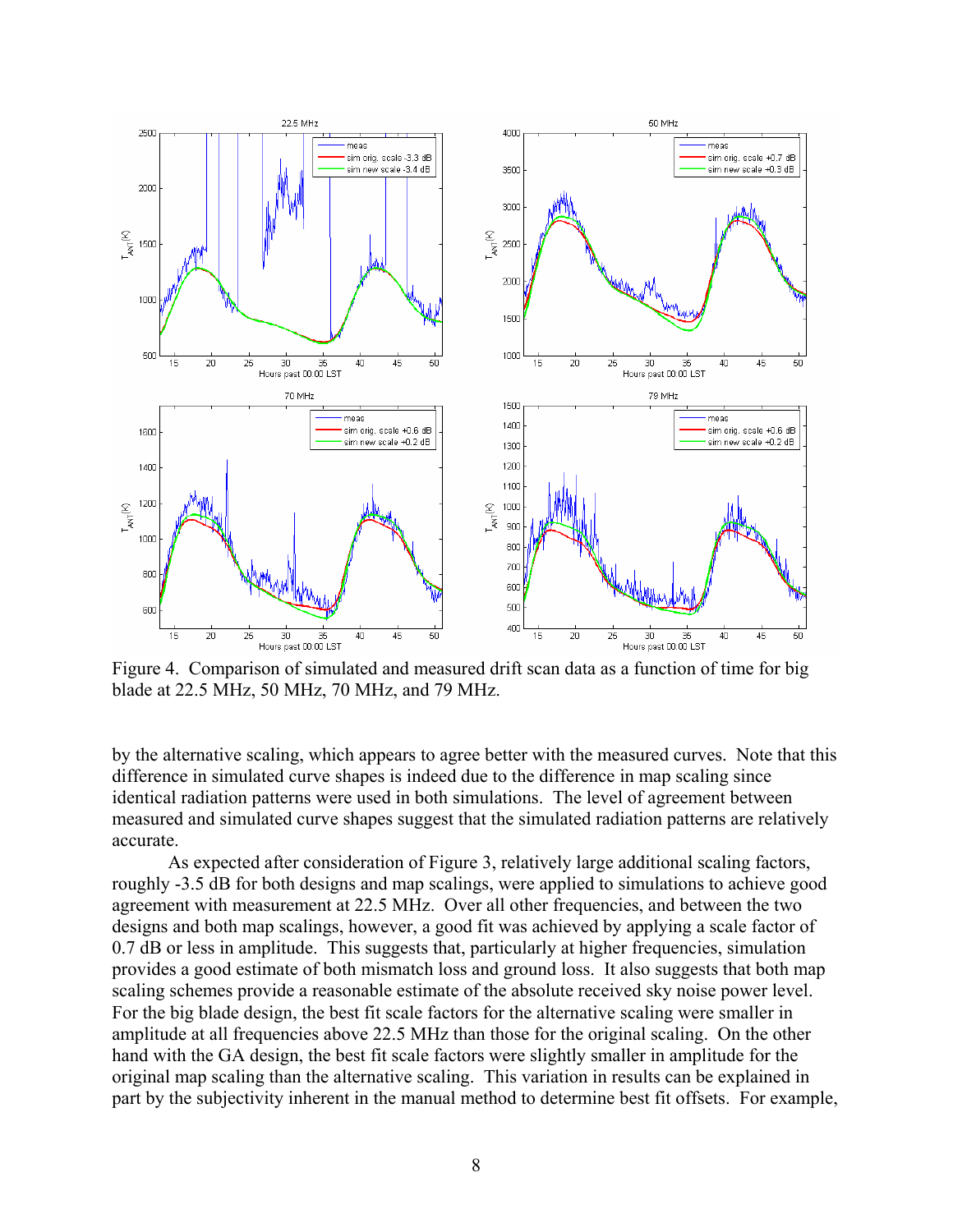Figure 4. Comparison of simulated and measured drift scan data as a function of time for big blade at 22.5 MHz, 50 MHz, 70 MHz, and 79 MHz.

by the alternative scaling, which appears to agree better with the measured curves. Note that this difference in simulated curve shapes is indeed due to the difference in map scaling since identical radiation patterns were used in both simulations. The level of agreement between measured and simulated curve shapes suggest that the simulated radiation patterns are relatively accurate.

As expected after consideration of Figure 3, relatively large additional scaling factors, roughly -3.5 dB for both designs and map scalings, were applied to simulations to achieve good agreement with measurement at 22.5 MHz. Over all other frequencies, and between the two designs and both map scalings, however, a good fit was achieved by applying a scale factor of 0.7 dB or less in amplitude. This suggests that, particularly at higher frequencies, simulation provides a good estimate of both mismatch loss and ground loss. It also suggests that both map scaling schemes provide a reasonable estimate of the absolute received sky noise power level. For the big blade design, the best fit scale factors for the alternative scaling were smaller in amplitude at all frequencies above 22.5 MHz than those for the original scaling. On the other hand with the GA design, the best fit scale factors were slightly smaller in amplitude for the original map scaling than the alternative scaling. This variation in results can be explained in part by the subjectivity inherent in the manual method to determine best fit offsets. For example,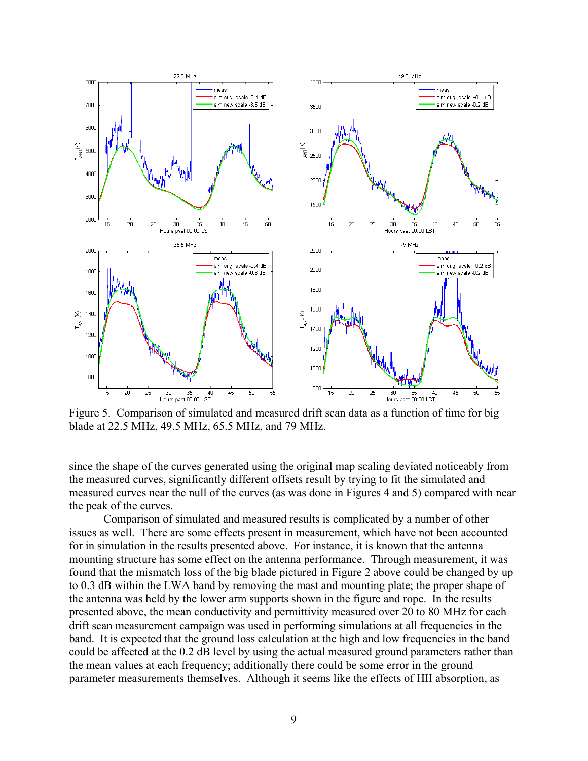Figure 5. Comparison of simulated and measured drift scan data as a function of time for big blade at 22.5 MHz, 49.5 MHz, 65.5 MHz, and 79 MHz.

since the shape of the curves generated using the original map scaling deviated noticeably from the measured curves, significantly different offsets result by trying to fit the simulated and measured curves near the null of the curves (as was done in Figures 4 and 5) compared with near the peak of the curves.

Comparison of simulated and measured results is complicated by a number of other issues as well. There are some effects present in measurement, which have not been accounted for in simulation in the results presented above. For instance, it is known that the antenna mounting structure has some effect on the antenna performance. Through measurement, it was found that the mismatch loss of the big blade pictured in Figure 2 above could be changed by up to 0.3 dB within the LWA band by removing the mast and mounting plate; the proper shape of the antenna was held by the lower arm supports shown in the figure and rope. In the results presented above, the mean conductivity and permittivity measured over 20 to 80 MHz for each drift scan measurement campaign was used in performing simulations at all frequencies in the band. It is expected that the ground loss calculation at the high and low frequencies in the band could be affected at the 0.2 dB level by using the actual measured ground parameters rather than the mean values at each frequency; additionally there could be some error in the ground parameter measurements themselves. Although it seems like the effects of HII absorption, as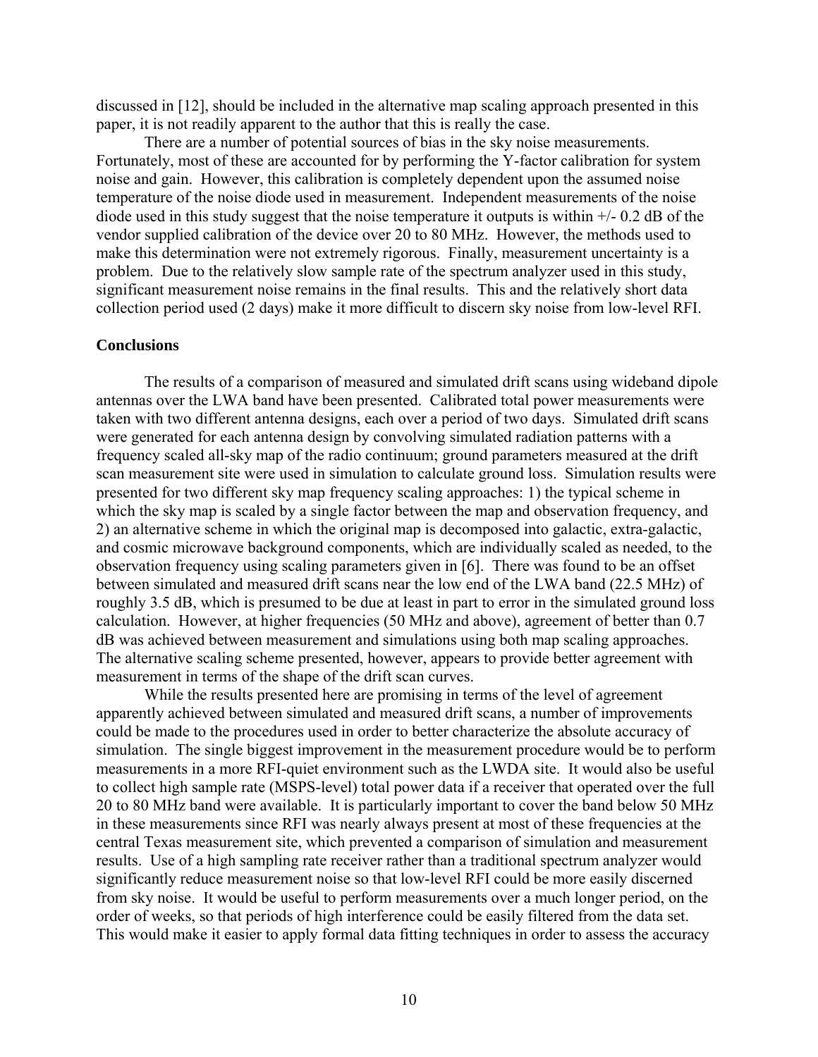discussed in [12], should be included in the alternative map scaling approach presented in this paper, it is not readily apparent to the author that this is really the case.

There are a number of potential sources of bias in the sky noise measurements. Fortunately, most of these are accounted for by performing the Y-factor calibration for system noise and gain. However, this calibration is completely dependent upon the assumed noise temperature of the noise diode used in measurement. Independent measurements of the noise diode used in this study suggest that the noise temperature it outputs is within +/- 0.2 dB of the vendor supplied calibration of the device over 20 to 80 MHz. However, the methods used to make this determination were not extremely rigorous. Finally, measurement uncertainty is a problem. Due to the relatively slow sample rate of the spectrum analyzer used in this study, significant measurement noise remains in the final results. This and the relatively short data collection period used (2 days) make it more difficult to discern sky noise from low-level RFI.

**Conclusions**

The results of a comparison of measured and simulated drift scans using wideband dipole antennas over the LWA band have been presented. Calibrated total power measurements were taken with two different antenna designs, each over a period of two days. Simulated drift scans were generated for each antenna design by convolving simulated radiation patterns with a frequency scaled all-sky map of the radio continuum; ground parameters measured at the drift scan measurement site were used in simulation to calculate ground loss. Simulation results were presented for two different sky map frequency scaling approaches: 1) the typical scheme in which the sky map is scaled by a single factor between the map and observation frequency, and 2) an alternative scheme in which the original map is decomposed into galactic, extra-galactic, and cosmic microwave background components, which are individually scaled as needed, to the observation frequency using scaling parameters given in [6]. There was found to be an offset between simulated and measured drift scans near the low end of the LWA band (22.5 MHz) of roughly 3.5 dB, which is presumed to be due at least in part to error in the simulated ground loss calculation. However, at higher frequencies (50 MHz and above), agreement of better than 0.7 dB was achieved between measurement and simulations using both map scaling approaches. The alternative scaling scheme presented, however, appears to provide better agreement with measurement in terms of the shape of the drift scan curves.

While the results presented here are promising in terms of the level of agreement apparently achieved between simulated and measured drift scans, a number of improvements could be made to the procedures used in order to better characterize the absolute accuracy of simulation. The single biggest improvement in the measurement procedure would be to perform measurements in a more RFI-quiet environment such as the LWDA site. It would also be useful to collect high sample rate (MSPS-level) total power data if a receiver that operated over the full 20 to 80 MHz band were available. It is particularly important to cover the band below 50 MHz in these measurements since RFI was nearly always present at most of these frequencies at the central Texas measurement site, which prevented a comparison of simulation and measurement results. Use of a high sampling rate receiver rather than a traditional spectrum analyzer would significantly reduce measurement noise so that low-level RFI could be more easily discerned from sky noise. It would be useful to perform measurements over a much longer period, on the order of weeks, so that periods of high interference could be easily filtered from the data set. This would make it easier to apply formal data fitting techniques in order to assess the accuracy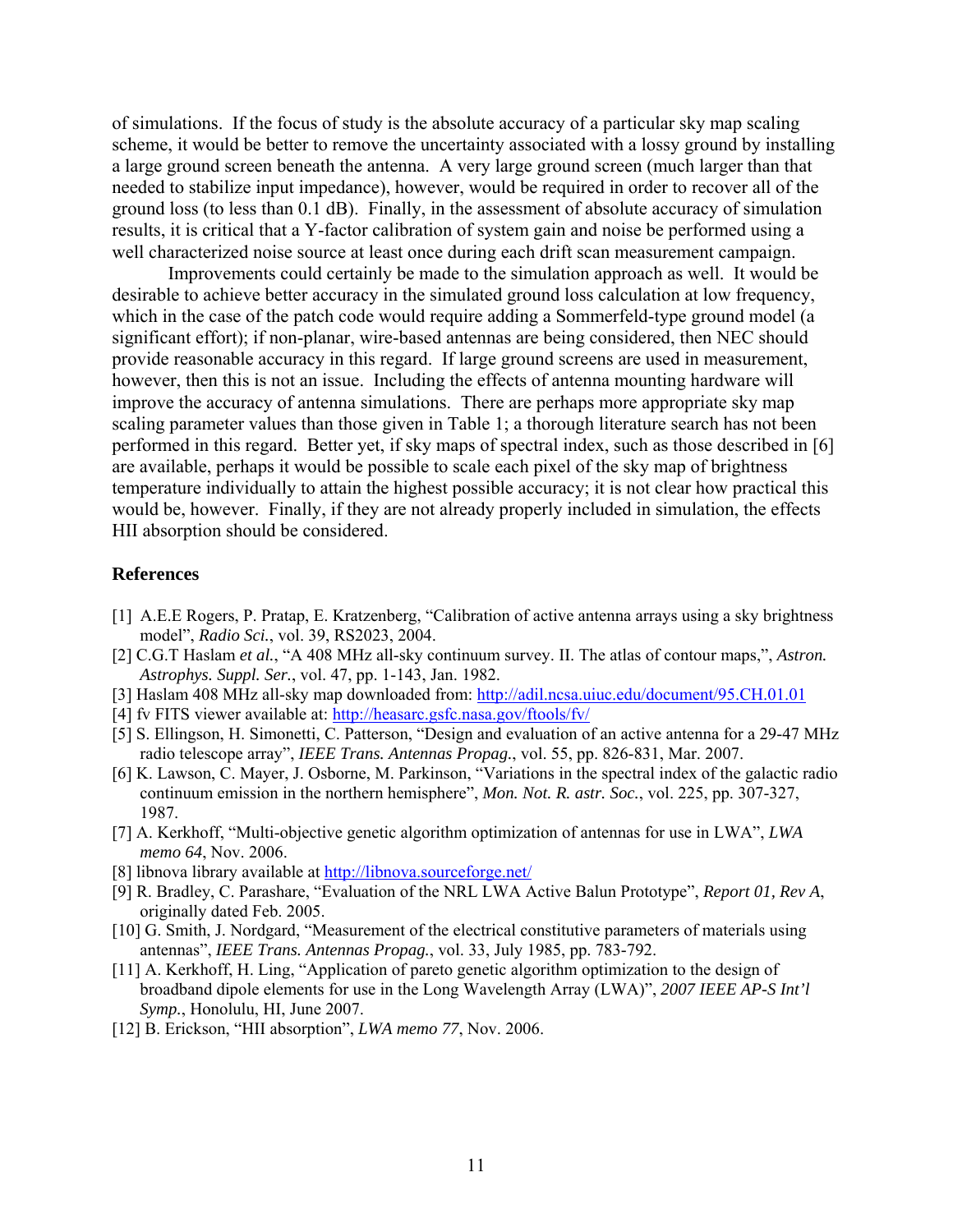of simulations. If the focus of study is the absolute accuracy of a particular sky map scaling scheme, it would be better to remove the uncertainty associated with a lossy ground by installing a large ground screen beneath the antenna. A very large ground screen (much larger than that needed to stabilize input impedance), however, would be required in order to recover all of the ground loss (to less than 0.1 dB). Finally, in the assessment of absolute accuracy of simulation results, it is critical that a Y-factor calibration of system gain and noise be performed using a well characterized noise source at least once during each drift scan measurement campaign.

Improvements could certainly be made to the simulation approach as well. It would be desirable to achieve better accuracy in the simulated ground loss calculation at low frequency, which in the case of the patch code would require adding a Sommerfeld-type ground model (a significant effort); if non-planar, wire-based antennas are being considered, then NEC should provide reasonable accuracy in this regard. If large ground screens are used in measurement, however, then this is not an issue. Including the effects of antenna mounting hardware will improve the accuracy of antenna simulations. There are perhaps more appropriate sky map scaling parameter values than those given in Table 1; a thorough literature search has not been performed in this regard. Better yet, if sky maps of spectral index, such as those described in [6] are available, perhaps it would be possible to scale each pixel of the sky map of brightness temperature individually to attain the highest possible accuracy; it is not clear how practical this would be, however. Finally, if they are not already properly included in simulation, the effects HII absorption should be considered.

## References

[1] A.E.E Rogers, P. Pratap, E. Kratzenberg, "Calibration of active antenna arrays using a sky brightness model", *Radio Sci.*, vol. 39, RS2023, 2004.

[2] C.G.T Haslam *et al.*, "A 408 MHz all-sky continuum survey. II. The atlas of contour maps,", *Astron. Astrophys. Suppl. Ser.*, vol. 47, pp. 1-143, Jan. 1982.

[3] Haslam 408 MHz all-sky map downloaded from: http://adil.ncsa.uiuc.edu/document/95.CH.01.01

[4] fv FITS viewer available at: http://heasarc.gsfc.nasa.gov/ftools/fv/

[5] S. Ellingson, H. Simonetti, C. Patterson, "Design and evaluation of an active antenna for a 29-47 MHz radio telescope array", *IEEE Trans. Antennas Propag.*, vol. 55, pp. 826-831, Mar. 2007.

[6] K. Lawson, C. Mayer, J. Osborne, M. Parkinson, "Variations in the spectral index of the galactic radio continuum emission in the northern hemisphere", *Mon. Not. R. astr. Soc.*, vol. 225, pp. 307-327, 1987.

[7] A. Kerkhoff, "Multi-objective genetic algorithm optimization of antennas for use in LWA", *LWA memo 64*, Nov. 2006.

[8] libnova library available at http://libnova.sourceforge.net/

[9] R. Bradley, C. Parashare, "Evaluation of the NRL LWA Active Balun Prototype", *Report 01, Rev A*, originally dated Feb. 2005.

[10] G. Smith, J. Nordgard, "Measurement of the electrical constitutive parameters of materials using antennas", *IEEE Trans. Antennas Propag.*, vol. 33, July 1985, pp. 783-792.

[11] A. Kerkhoff, H. Ling, "Application of pareto genetic algorithm optimization to the design of broadband dipole elements for use in the Long Wavelength Array (LWA)", *2007 IEEE AP-S Int'l Symp.*, Honolulu, HI, June 2007.

[12] B. Erickson, "HII absorption", *LWA memo 77*, Nov. 2006.